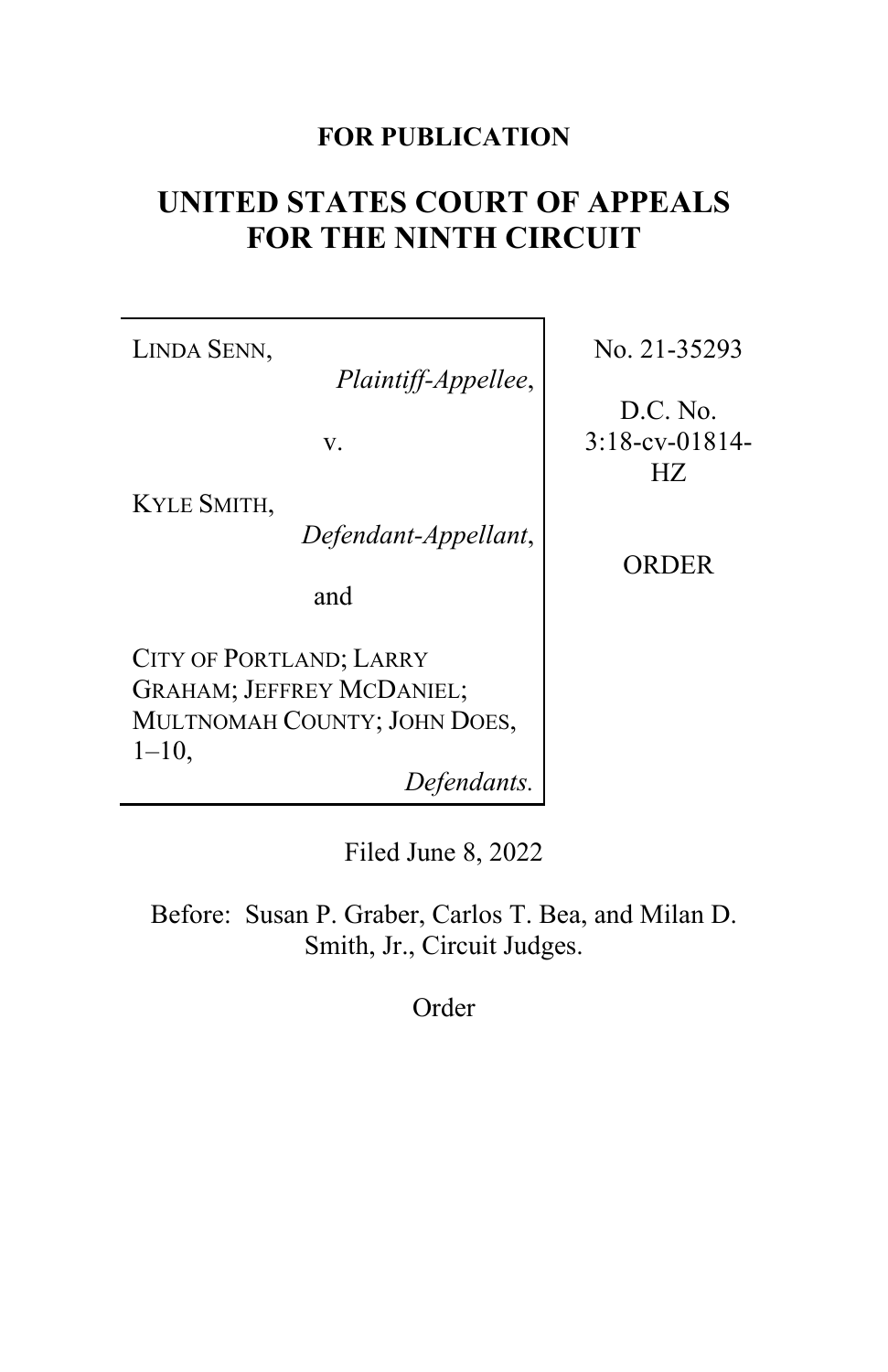**FOR PUBLICATION**

# UNITED STATES COURT OF APPEALS FOR THE NINTH CIRCUIT

| | |
|---|---|
| LINDA SENN, *Plaintiff-Appellee*, v. KYLE SMITH, *Defendant-Appellant*, and CITY OF PORTLAND; LARRY GRAHAM; JEFFREY MCDANIEL; MULTNOMAH COUNTY; JOHN DOES, 1–10, *Defendants.* | No. 21-35293 D.C. No. 3:18-cv-01814-HZ ORDER |

Filed June 8, 2022

Before: Susan P. Graber, Carlos T. Bea, and Milan D. Smith, Jr., Circuit Judges.

Order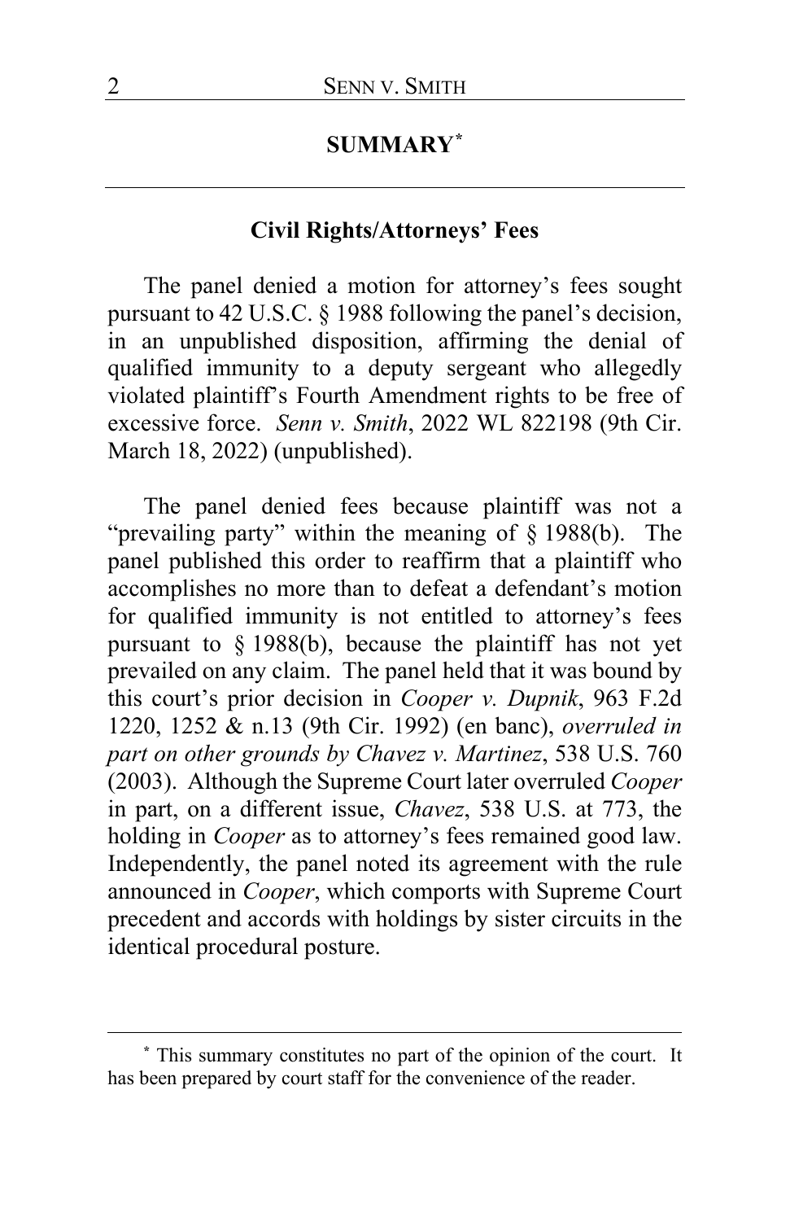## SUMMARY[*]

### Civil Rights/Attorneys' Fees

The panel denied a motion for attorney's fees sought pursuant to 42 U.S.C. § 1988 following the panel's decision, in an unpublished disposition, affirming the denial of qualified immunity to a deputy sergeant who allegedly violated plaintiff's Fourth Amendment rights to be free of excessive force. *Senn v. Smith*, 2022 WL 822198 (9th Cir. March 18, 2022) (unpublished).

The panel denied fees because plaintiff was not a "prevailing party" within the meaning of § 1988(b). The panel published this order to reaffirm that a plaintiff who accomplishes no more than to defeat a defendant's motion for qualified immunity is not entitled to attorney's fees pursuant to § 1988(b), because the plaintiff has not yet prevailed on any claim. The panel held that it was bound by this court's prior decision in *Cooper v. Dupnik*, 963 F.2d 1220, 1252 & n.13 (9th Cir. 1992) (en banc), *overruled in part on other grounds by Chavez v. Martinez*, 538 U.S. 760 (2003). Although the Supreme Court later overruled *Cooper* in part, on a different issue, *Chavez*, 538 U.S. at 773, the holding in *Cooper* as to attorney's fees remained good law. Independently, the panel noted its agreement with the rule announced in *Cooper*, which comports with Supreme Court precedent and accords with holdings by sister circuits in the identical procedural posture.

---

[*] This summary constitutes no part of the opinion of the court. It has been prepared by court staff for the convenience of the reader.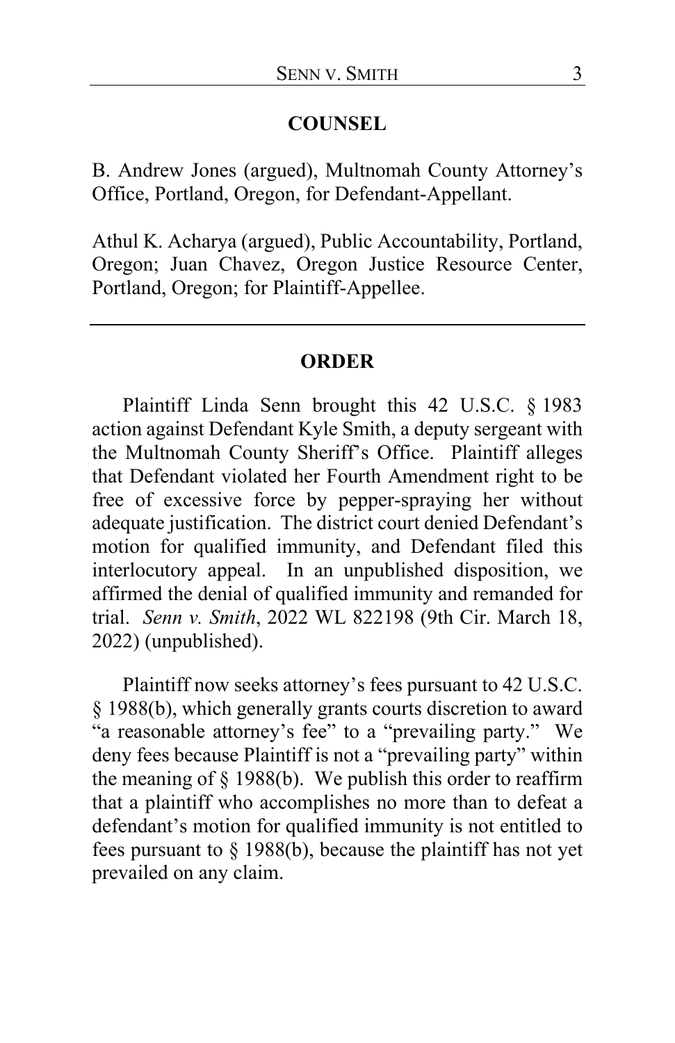## COUNSEL

B. Andrew Jones (argued), Multnomah County Attorney's Office, Portland, Oregon, for Defendant-Appellant.

Athul K. Acharya (argued), Public Accountability, Portland, Oregon; Juan Chavez, Oregon Justice Resource Center, Portland, Oregon; for Plaintiff-Appellee.

---

## ORDER

Plaintiff Linda Senn brought this 42 U.S.C. § 1983 action against Defendant Kyle Smith, a deputy sergeant with the Multnomah County Sheriff's Office. Plaintiff alleges that Defendant violated her Fourth Amendment right to be free of excessive force by pepper-spraying her without adequate justification. The district court denied Defendant's motion for qualified immunity, and Defendant filed this interlocutory appeal. In an unpublished disposition, we affirmed the denial of qualified immunity and remanded for trial. *Senn v. Smith*, 2022 WL 822198 (9th Cir. March 18, 2022) (unpublished).

Plaintiff now seeks attorney's fees pursuant to 42 U.S.C. § 1988(b), which generally grants courts discretion to award "a reasonable attorney's fee" to a "prevailing party." We deny fees because Plaintiff is not a "prevailing party" within the meaning of § 1988(b). We publish this order to reaffirm that a plaintiff who accomplishes no more than to defeat a defendant's motion for qualified immunity is not entitled to fees pursuant to § 1988(b), because the plaintiff has not yet prevailed on any claim.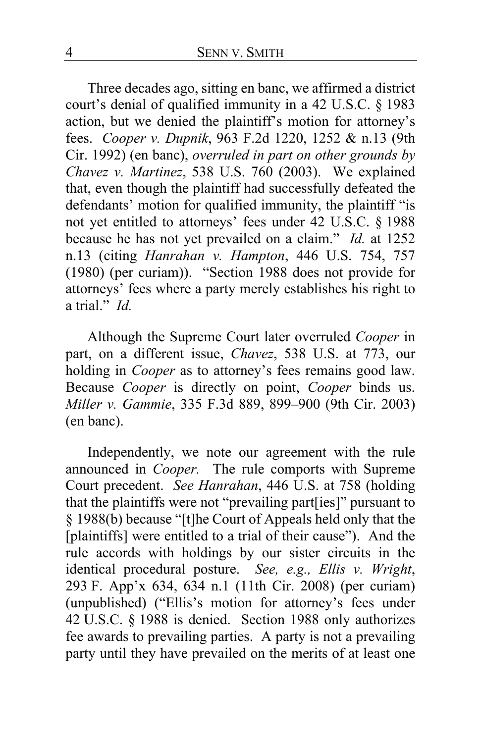Three decades ago, sitting en banc, we affirmed a district court's denial of qualified immunity in a 42 U.S.C. § 1983 action, but we denied the plaintiff's motion for attorney's fees. *Cooper v. Dupnik*, 963 F.2d 1220, 1252 & n.13 (9th Cir. 1992) (en banc), *overruled in part on other grounds by Chavez v. Martinez*, 538 U.S. 760 (2003). We explained that, even though the plaintiff had successfully defeated the defendants' motion for qualified immunity, the plaintiff "is not yet entitled to attorneys' fees under 42 U.S.C. § 1988 because he has not yet prevailed on a claim." *Id.* at 1252 n.13 (citing *Hanrahan v. Hampton*, 446 U.S. 754, 757 (1980) (per curiam)). "Section 1988 does not provide for attorneys' fees where a party merely establishes his right to a trial." *Id.*

Although the Supreme Court later overruled *Cooper* in part, on a different issue, *Chavez*, 538 U.S. at 773, our holding in *Cooper* as to attorney's fees remains good law. Because *Cooper* is directly on point, *Cooper* binds us. *Miller v. Gammie*, 335 F.3d 889, 899–900 (9th Cir. 2003) (en banc).

Independently, we note our agreement with the rule announced in *Cooper.* The rule comports with Supreme Court precedent. *See Hanrahan*, 446 U.S. at 758 (holding that the plaintiffs were not "prevailing part[ies]" pursuant to § 1988(b) because "[t]he Court of Appeals held only that the [plaintiffs] were entitled to a trial of their cause"). And the rule accords with holdings by our sister circuits in the identical procedural posture. *See, e.g., Ellis v. Wright*, 293 F. App'x 634, 634 n.1 (11th Cir. 2008) (per curiam) (unpublished) ("Ellis's motion for attorney's fees under 42 U.S.C. § 1988 is denied. Section 1988 only authorizes fee awards to prevailing parties. A party is not a prevailing party until they have prevailed on the merits of at least one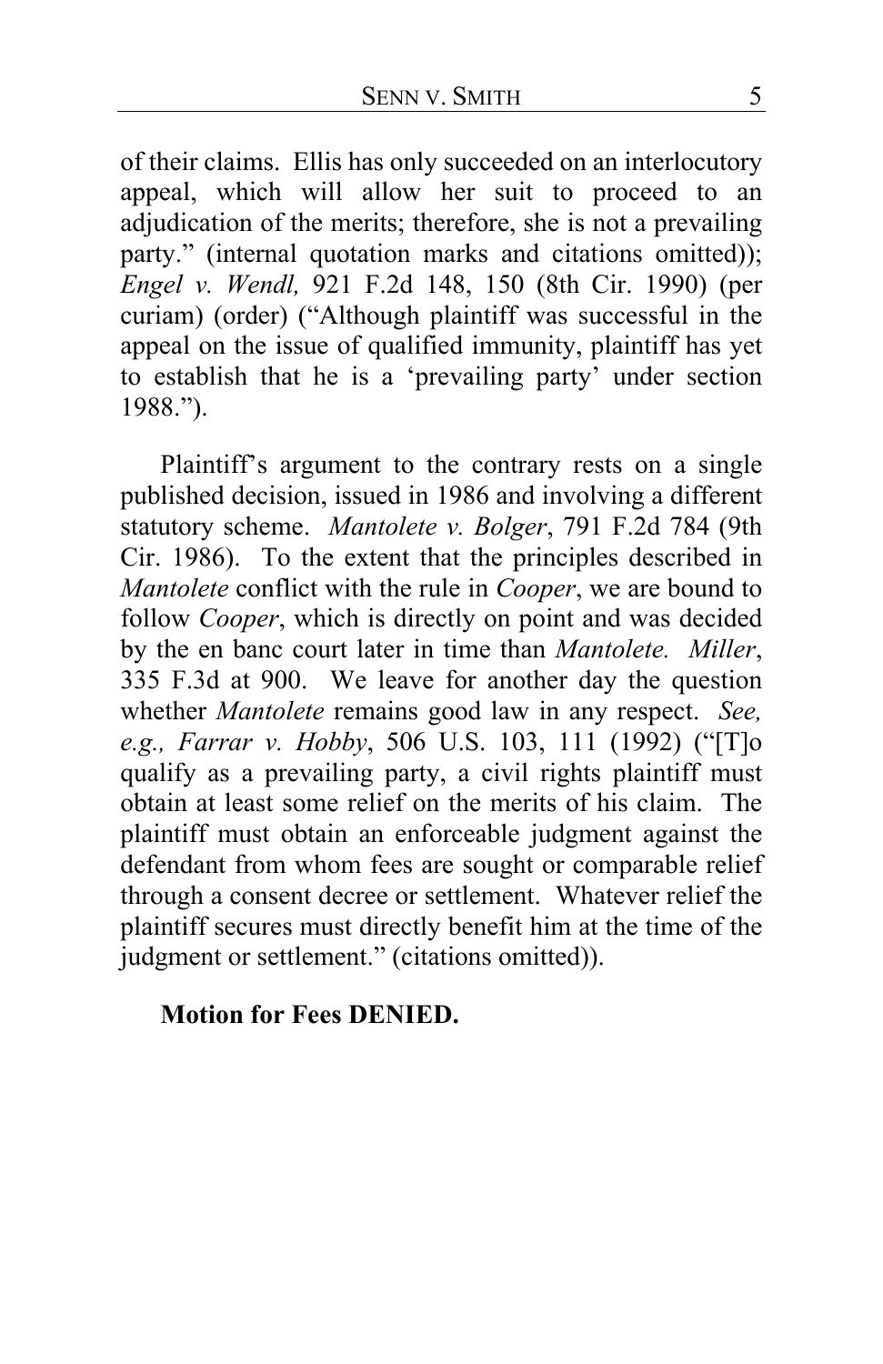of their claims. Ellis has only succeeded on an interlocutory appeal, which will allow her suit to proceed to an adjudication of the merits; therefore, she is not a prevailing party." (internal quotation marks and citations omitted)); *Engel v. Wendl,* 921 F.2d 148, 150 (8th Cir. 1990) (per curiam) (order) ("Although plaintiff was successful in the appeal on the issue of qualified immunity, plaintiff has yet to establish that he is a 'prevailing party' under section 1988.").

Plaintiff's argument to the contrary rests on a single published decision, issued in 1986 and involving a different statutory scheme. *Mantolete v. Bolger*, 791 F.2d 784 (9th Cir. 1986). To the extent that the principles described in *Mantolete* conflict with the rule in *Cooper*, we are bound to follow *Cooper*, which is directly on point and was decided by the en banc court later in time than *Mantolete. Miller*, 335 F.3d at 900. We leave for another day the question whether *Mantolete* remains good law in any respect. *See, e.g., Farrar v. Hobby*, 506 U.S. 103, 111 (1992) ("[T]o qualify as a prevailing party, a civil rights plaintiff must obtain at least some relief on the merits of his claim. The plaintiff must obtain an enforceable judgment against the defendant from whom fees are sought or comparable relief through a consent decree or settlement. Whatever relief the plaintiff secures must directly benefit him at the time of the judgment or settlement." (citations omitted)).

**Motion for Fees DENIED.**